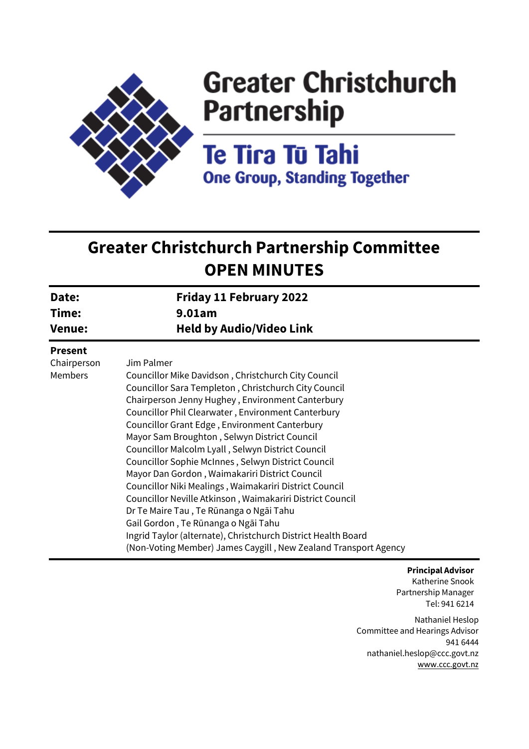# Greater Christchurch Partnership

# Te Tira Tū Tahi

**One Group, Standing Together**

## Greater Christchurch Partnership Committee
## OPEN MINUTES

| | |
|---|---|
| **Date:** | **Friday 11 February 2022** |
| **Time:** | **9.01am** |
| **Venue:** | **Held by Audio/Video Link** |

**Present**

| | |
|---|---|
| Chairperson | Jim Palmer |
| Members | Councillor Mike Davidson , Christchurch City Council |
| | Councillor Sara Templeton , Christchurch City Council |
| | Chairperson Jenny Hughey , Environment Canterbury |
| | Councillor Phil Clearwater , Environment Canterbury |
| | Councillor Grant Edge , Environment Canterbury |
| | Mayor Sam Broughton , Selwyn District Council |
| | Councillor Malcolm Lyall , Selwyn District Council |
| | Councillor Sophie McInnes , Selwyn District Council |
| | Mayor Dan Gordon , Waimakariri District Council |
| | Councillor Niki Mealings , Waimakariri District Council |
| | Councillor Neville Atkinson , Waimakariri District Council |
| | Dr Te Maire Tau , Te Rūnanga o Ngāi Tahu |
| | Gail Gordon , Te Rūnanga o Ngāi Tahu |
| | Ingrid Taylor (alternate), Christchurch District Health Board |
| | (Non-Voting Member) James Caygill , New Zealand Transport Agency |

**Principal Advisor**
Katherine Snook
Partnership Manager
Tel: 941 6214

Nathaniel Heslop
Committee and Hearings Advisor
941 6444
nathaniel.heslop@ccc.govt.nz
www.ccc.govt.nz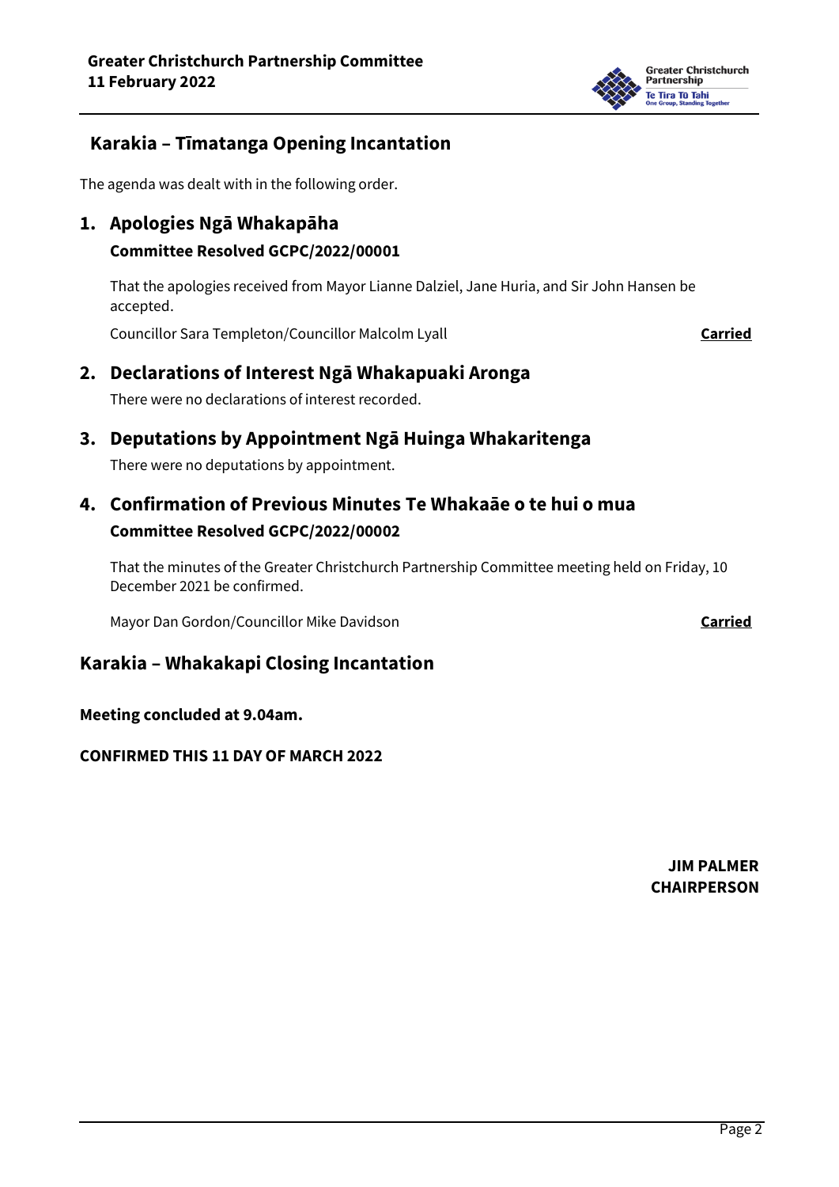## Karakia – Tīmatanga Opening Incantation

The agenda was dealt with in the following order.

## 1. Apologies Ngā Whakapāha

**Committee Resolved GCPC/2022/00001**

That the apologies received from Mayor Lianne Dalziel, Jane Huria, and Sir John Hansen be accepted.

Councillor Sara Templeton/Councillor Malcolm Lyall **Carried**

## 2. Declarations of Interest Ngā Whakapuaki Aronga

There were no declarations of interest recorded.

## 3. Deputations by Appointment Ngā Huinga Whakaritenga

There were no deputations by appointment.

## 4. Confirmation of Previous Minutes Te Whakaāe o te hui o mua

**Committee Resolved GCPC/2022/00002**

That the minutes of the Greater Christchurch Partnership Committee meeting held on Friday, 10 December 2021 be confirmed.

Mayor Dan Gordon/Councillor Mike Davidson **Carried**

## Karakia – Whakakapi Closing Incantation

**Meeting concluded at 9.04am.**

**CONFIRMED THIS 11 DAY OF MARCH 2022**

**JIM PALMER**
**CHAIRPERSON**